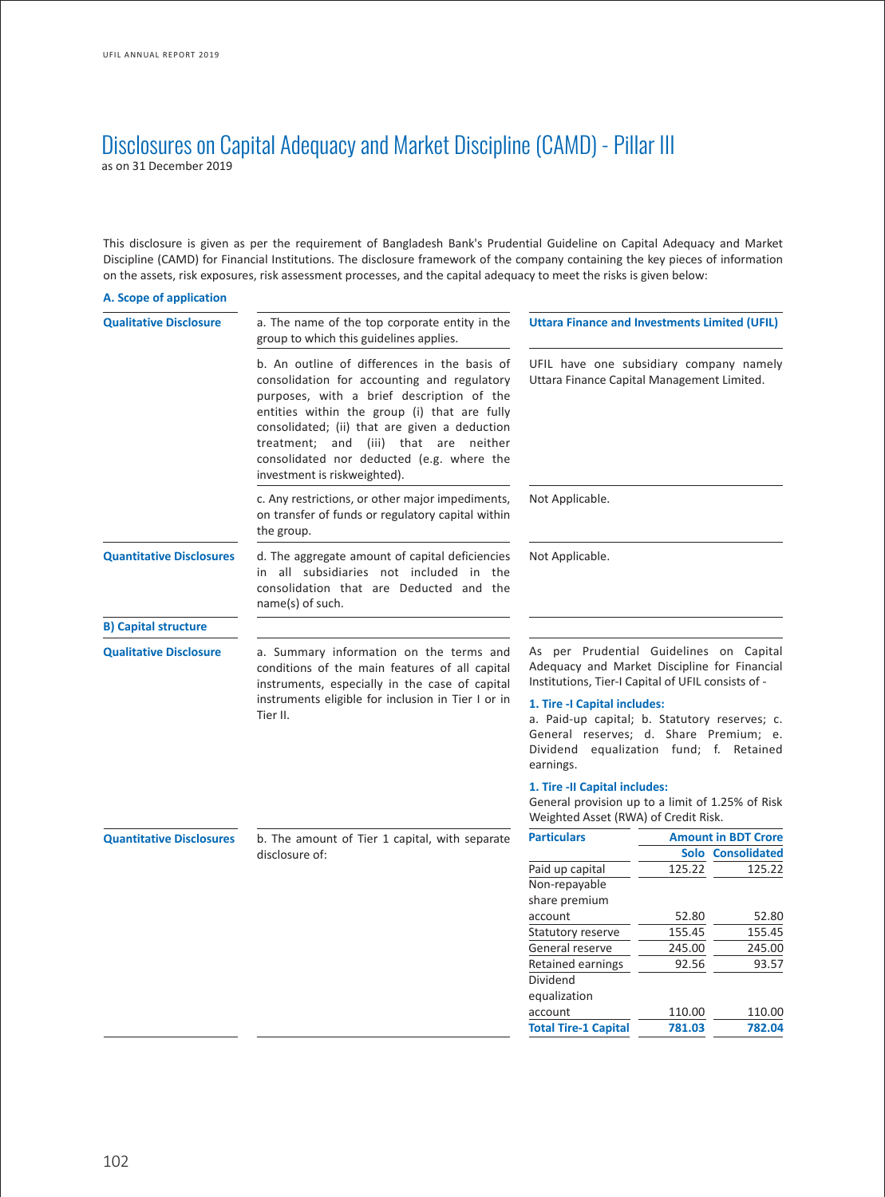# Disclosures on Capital Adequacy and Market Discipline (CAMD) - Pillar III

as on 31 December 2019

This disclosure is given as per the requirement of Bangladesh Bank's Prudential Guideline on Capital Adequacy and Market Discipline (CAMD) for Financial Institutions. The disclosure framework of the company containing the key pieces of information on the assets, risk exposures, risk assessment processes, and the capital adequacy to meet the risks is given below:

## A. Scope of application

| | | |
|---|---|---|
| **Qualitative Disclosure** | a. The name of the top corporate entity in the group to which this guidelines applies. | **Uttara Finance and Investments Limited (UFIL)** |
| | b. An outline of differences in the basis of consolidation for accounting and regulatory purposes, with a brief description of the entities within the group (i) that are fully consolidated; (ii) that are given a deduction treatment; and (iii) that are neither consolidated nor deducted (e.g. where the investment is riskweighted). | UFIL have one subsidiary company namely Uttara Finance Capital Management Limited. |
| | c. Any restrictions, or other major impediments, on transfer of funds or regulatory capital within the group. | Not Applicable. |
| **Quantitative Disclosures** | d. The aggregate amount of capital deficiencies in all subsidiaries not included in the consolidation that are Deducted and the name(s) of such. | Not Applicable. |

## B) Capital structure

**Qualitative Disclosure**

a. Summary information on the terms and conditions of the main features of all capital instruments, especially in the case of capital instruments eligible for inclusion in Tier I or in Tier II.

As per Prudential Guidelines on Capital Adequacy and Market Discipline for Financial Institutions, Tier-I Capital of UFIL consists of -

**1. Tire -I Capital includes:**
a. Paid-up capital; b. Statutory reserves; c. General reserves; d. Share Premium; e. Dividend equalization fund; f. Retained earnings.

**1. Tire -II Capital includes:**
General provision up to a limit of 1.25% of Risk Weighted Asset (RWA) of Credit Risk.

**Quantitative Disclosures**

b. The amount of Tier 1 capital, with separate disclosure of:

| **Particulars** | **Amount in BDT Crore** | |
|---|---|---|
| | **Solo** | **Consolidated** |
| Paid up capital | 125.22 | 125.22 |
| Non-repayable share premium account | 52.80 | 52.80 |
| Statutory reserve | 155.45 | 155.45 |
| General reserve | 245.00 | 245.00 |
| Retained earnings | 92.56 | 93.57 |
| Dividend equalization account | 110.00 | 110.00 |
| **Total Tire-1 Capital** | **781.03** | **782.04** |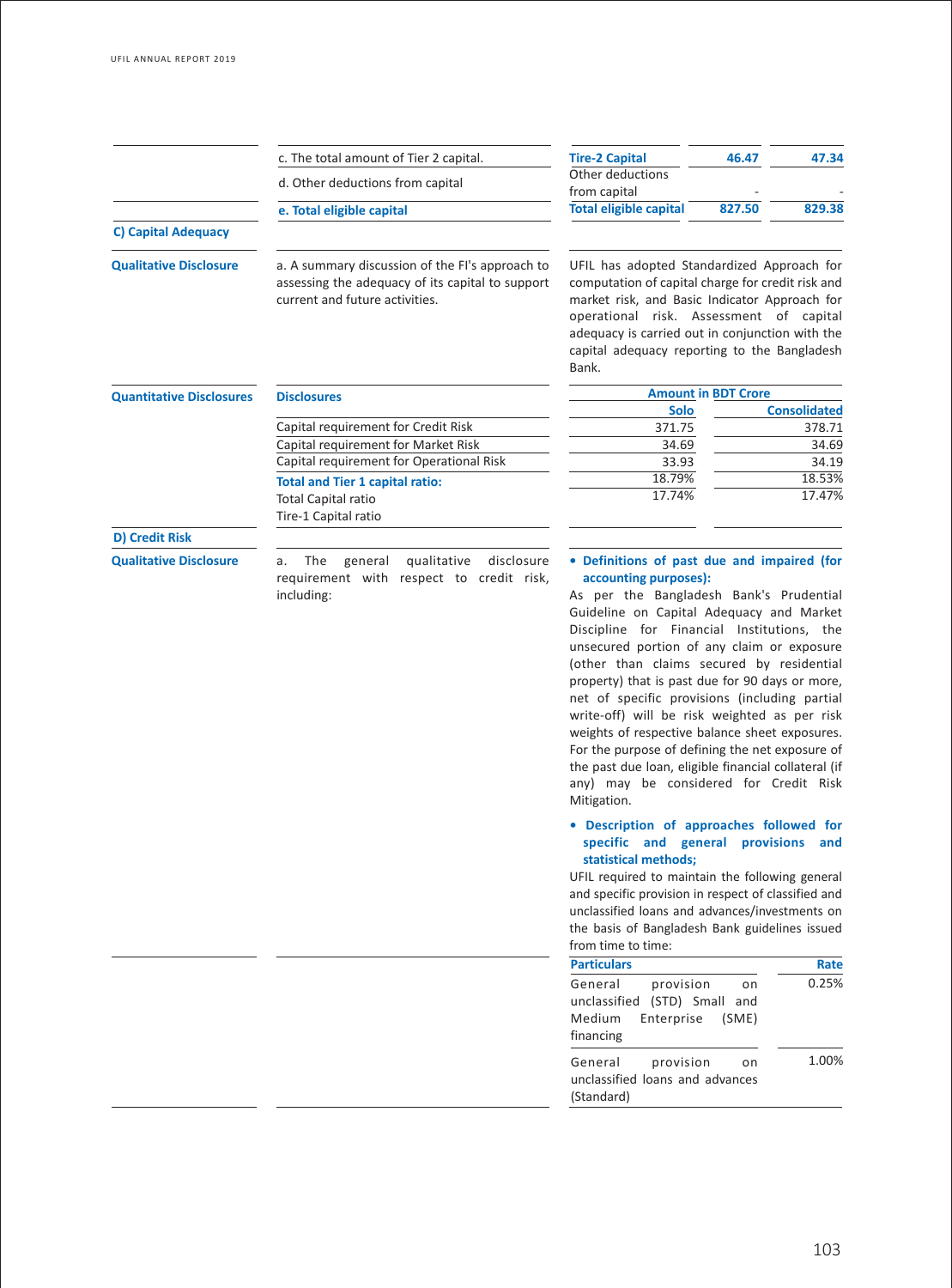| | | | Solo | Consolidated |
|---|---|---|---|---|
| | c. The total amount of Tier 2 capital. | **Tire-2 Capital** | **46.47** | **47.34** |
| | d. Other deductions from capital | Other deductions from capital | - | - |
| | **e. Total eligible capital** | **Total eligible capital** | **827.50** | **829.38** |

**C) Capital Adequacy**

**Qualitative Disclosure**

a. A summary discussion of the FI's approach to assessing the adequacy of its capital to support current and future activities.

UFIL has adopted Standardized Approach for computation of capital charge for credit risk and market risk, and Basic Indicator Approach for operational risk. Assessment of capital adequacy is carried out in conjunction with the capital adequacy reporting to the Bangladesh Bank.

**Quantitative Disclosures**

| **Disclosures** | **Amount in BDT Crore** | |
|---|---|---|
| | **Solo** | **Consolidated** |
| Capital requirement for Credit Risk | 371.75 | 378.71 |
| Capital requirement for Market Risk | 34.69 | 34.69 |
| Capital requirement for Operational Risk | 33.93 | 34.19 |
| **Total and Tier 1 capital ratio:** | | |
| Total Capital ratio | 18.79% | 18.53% |
| Tire-1 Capital ratio | 17.74% | 17.47% |

**D) Credit Risk**

**Qualitative Disclosure**

a. The general qualitative disclosure requirement with respect to credit risk, including:

- **Definitions of past due and impaired (for accounting purposes):**

As per the Bangladesh Bank's Prudential Guideline on Capital Adequacy and Market Discipline for Financial Institutions, the unsecured portion of any claim or exposure (other than claims secured by residential property) that is past due for 90 days or more, net of specific provisions (including partial write-off) will be risk weighted as per risk weights of respective balance sheet exposures. For the purpose of defining the net exposure of the past due loan, eligible financial collateral (if any) may be considered for Credit Risk Mitigation.

- **Description of approaches followed for specific and general provisions and statistical methods;**

UFIL required to maintain the following general and specific provision in respect of classified and unclassified loans and advances/investments on the basis of Bangladesh Bank guidelines issued from time to time:

| **Particulars** | **Rate** |
|---|---|
| General provision on unclassified (STD) Small and Medium Enterprise (SME) financing | 0.25% |
| General provision on unclassified loans and advances (Standard) | 1.00% |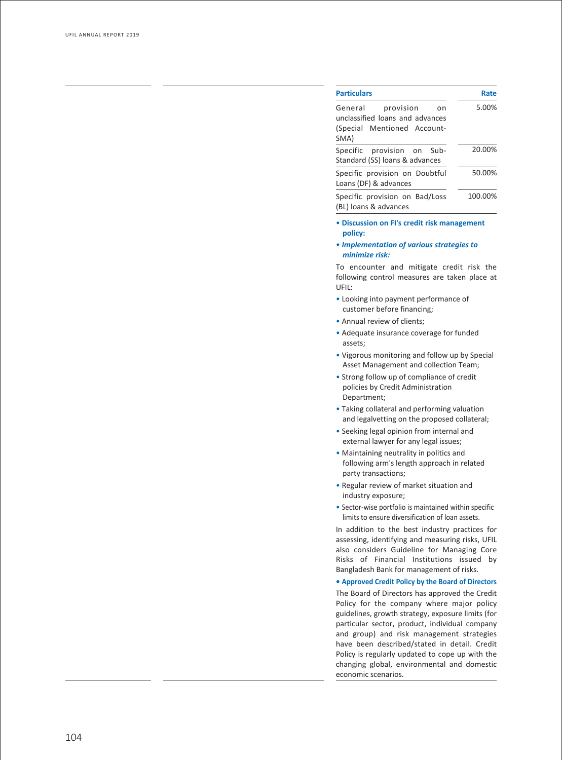| Particulars | Rate |
|---|---|
| General provision on unclassified loans and advances (Special Mentioned Account-SMA) | 5.00% |
| Specific provision on Sub-Standard (SS) loans & advances | 20.00% |
| Specific provision on Doubtful Loans (DF) & advances | 50.00% |
| Specific provision on Bad/Loss (BL) loans & advances | 100.00% |

- **Discussion on FI's credit risk management policy:**
- ***Implementation of various strategies to minimize risk:***

To encounter and mitigate credit risk the following control measures are taken place at UFIL:

- Looking into payment performance of customer before financing;
- Annual review of clients;
- Adequate insurance coverage for funded assets;
- Vigorous monitoring and follow up by Special Asset Management and collection Team;
- Strong follow up of compliance of credit policies by Credit Administration Department;
- Taking collateral and performing valuation and legalvetting on the proposed collateral;
- Seeking legal opinion from internal and external lawyer for any legal issues;
- Maintaining neutrality in politics and following arm's length approach in related party transactions;
- Regular review of market situation and industry exposure;
- Sector-wise portfolio is maintained within specific limits to ensure diversification of loan assets.

In addition to the best industry practices for assessing, identifying and measuring risks, UFIL also considers Guideline for Managing Core Risks of Financial Institutions issued by Bangladesh Bank for management of risks.

- **Approved Credit Policy by the Board of Directors**

The Board of Directors has approved the Credit Policy for the company where major policy guidelines, growth strategy, exposure limits (for particular sector, product, individual company and group) and risk management strategies have been described/stated in detail. Credit Policy is regularly updated to cope up with the changing global, environmental and domestic economic scenarios.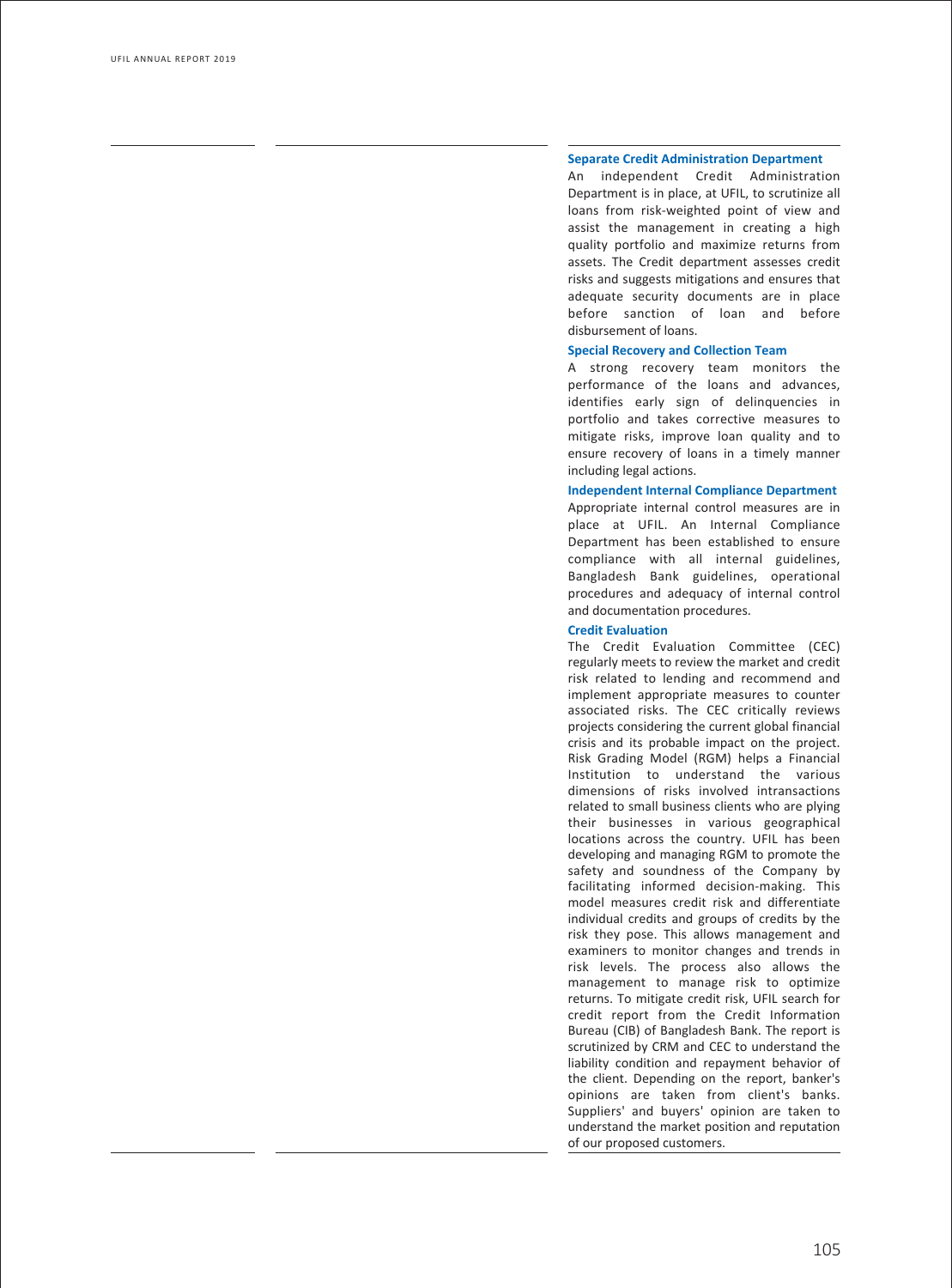### Separate Credit Administration Department

An independent Credit Administration Department is in place, at UFIL, to scrutinize all loans from risk-weighted point of view and assist the management in creating a high quality portfolio and maximize returns from assets. The Credit department assesses credit risks and suggests mitigations and ensures that adequate security documents are in place before sanction of loan and before disbursement of loans.

### Special Recovery and Collection Team

A strong recovery team monitors the performance of the loans and advances, identifies early sign of delinquencies in portfolio and takes corrective measures to mitigate risks, improve loan quality and to ensure recovery of loans in a timely manner including legal actions.

### Independent Internal Compliance Department

Appropriate internal control measures are in place at UFIL. An Internal Compliance Department has been established to ensure compliance with all internal guidelines, Bangladesh Bank guidelines, operational procedures and adequacy of internal control and documentation procedures.

### Credit Evaluation

The Credit Evaluation Committee (CEC) regularly meets to review the market and credit risk related to lending and recommend and implement appropriate measures to counter associated risks. The CEC critically reviews projects considering the current global financial crisis and its probable impact on the project. Risk Grading Model (RGM) helps a Financial Institution to understand the various dimensions of risks involved intransactions related to small business clients who are plying their businesses in various geographical locations across the country. UFIL has been developing and managing RGM to promote the safety and soundness of the Company by facilitating informed decision-making. This model measures credit risk and differentiate individual credits and groups of credits by the risk they pose. This allows management and examiners to monitor changes and trends in risk levels. The process also allows the management to manage risk to optimize returns. To mitigate credit risk, UFIL search for credit report from the Credit Information Bureau (CIB) of Bangladesh Bank. The report is scrutinized by CRM and CEC to understand the liability condition and repayment behavior of the client. Depending on the report, banker's opinions are taken from client's banks. Suppliers' and buyers' opinion are taken to understand the market position and reputation of our proposed customers.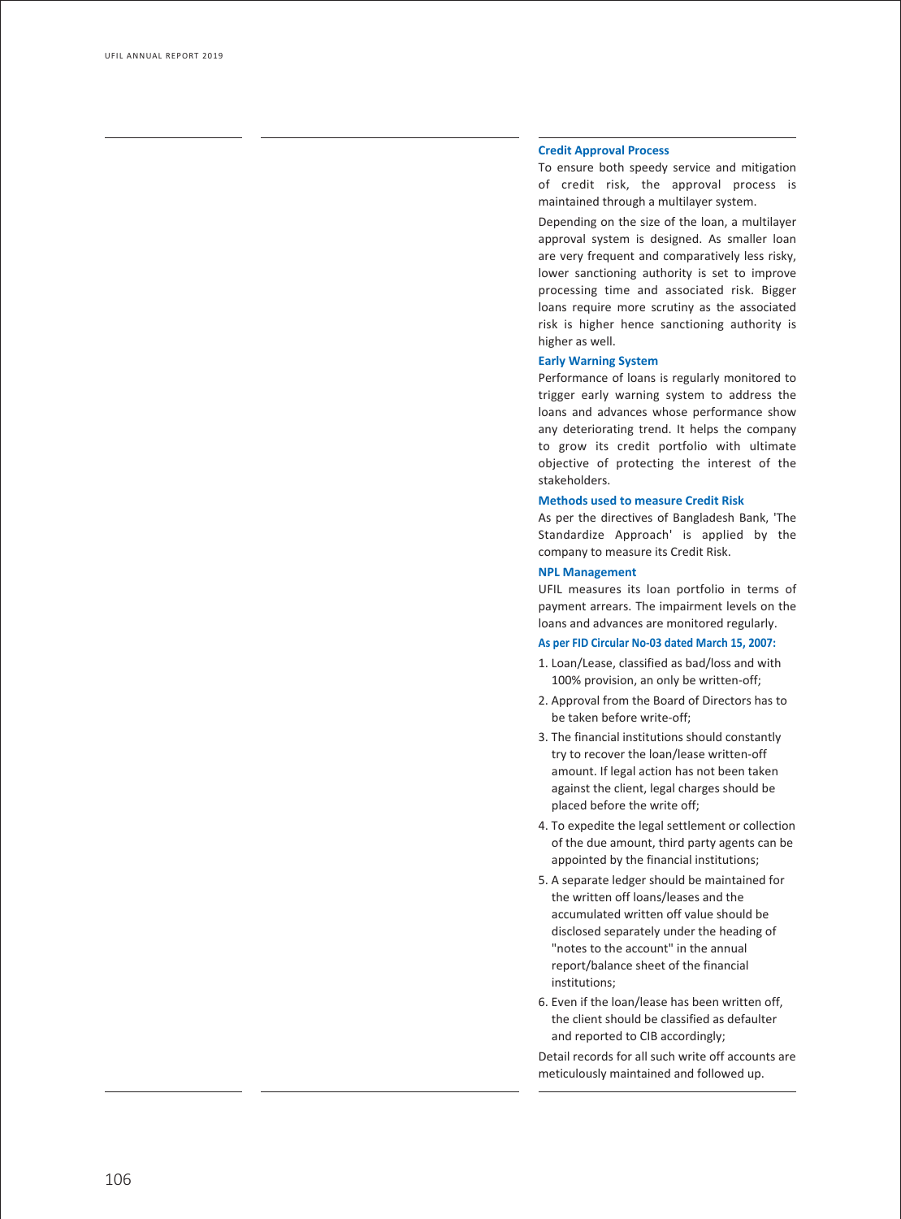### Credit Approval Process

To ensure both speedy service and mitigation of credit risk, the approval process is maintained through a multilayer system.

Depending on the size of the loan, a multilayer approval system is designed. As smaller loan are very frequent and comparatively less risky, lower sanctioning authority is set to improve processing time and associated risk. Bigger loans require more scrutiny as the associated risk is higher hence sanctioning authority is higher as well.

### Early Warning System

Performance of loans is regularly monitored to trigger early warning system to address the loans and advances whose performance show any deteriorating trend. It helps the company to grow its credit portfolio with ultimate objective of protecting the interest of the stakeholders.

### Methods used to measure Credit Risk

As per the directives of Bangladesh Bank, 'The Standardize Approach' is applied by the company to measure its Credit Risk.

### NPL Management

UFIL measures its loan portfolio in terms of payment arrears. The impairment levels on the loans and advances are monitored regularly.

**As per FID Circular No-03 dated March 15, 2007:**

1. Loan/Lease, classified as bad/loss and with 100% provision, an only be written-off;
2. Approval from the Board of Directors has to be taken before write-off;
3. The financial institutions should constantly try to recover the loan/lease written-off amount. If legal action has not been taken against the client, legal charges should be placed before the write off;
4. To expedite the legal settlement or collection of the due amount, third party agents can be appointed by the financial institutions;
5. A separate ledger should be maintained for the written off loans/leases and the accumulated written off value should be disclosed separately under the heading of "notes to the account" in the annual report/balance sheet of the financial institutions;
6. Even if the loan/lease has been written off, the client should be classified as defaulter and reported to CIB accordingly;

Detail records for all such write off accounts are meticulously maintained and followed up.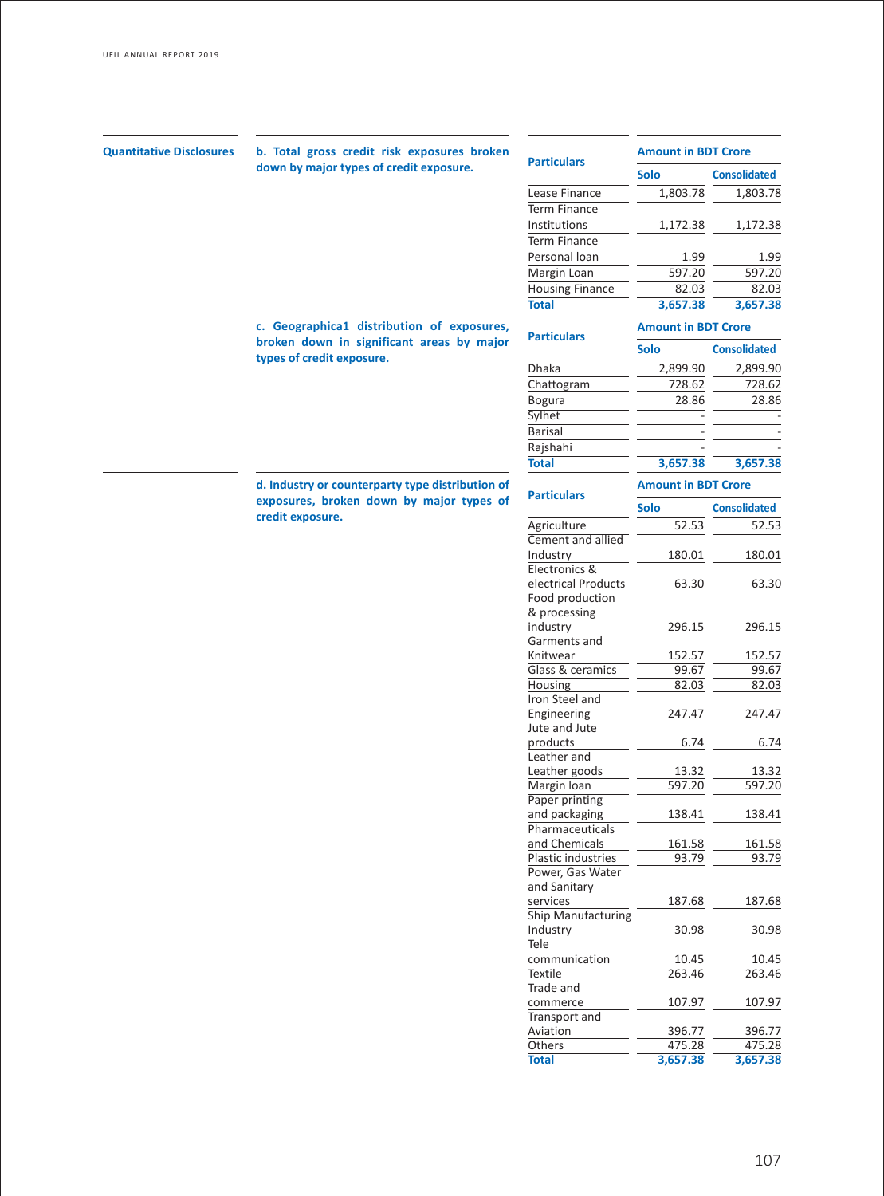**Quantitative Disclosures**

**b. Total gross credit risk exposures broken down by major types of credit exposure.**

| Particulars | Amount in BDT Crore | |
|---|---|---|
| | Solo | Consolidated |
| Lease Finance | 1,803.78 | 1,803.78 |
| Term Finance Institutions | 1,172.38 | 1,172.38 |
| Term Finance Personal loan | 1.99 | 1.99 |
| Margin Loan | 597.20 | 597.20 |
| Housing Finance | 82.03 | 82.03 |
| **Total** | **3,657.38** | **3,657.38** |

**c. Geographica1 distribution of exposures, broken down in significant areas by major types of credit exposure.**

| Particulars | Amount in BDT Crore | |
|---|---|---|
| | Solo | Consolidated |
| Dhaka | 2,899.90 | 2,899.90 |
| Chattogram | 728.62 | 728.62 |
| Bogura | 28.86 | 28.86 |
| Sylhet | - | - |
| Barisal | - | - |
| Rajshahi | - | - |
| **Total** | **3,657.38** | **3,657.38** |

**d. Industry or counterparty type distribution of exposures, broken down by major types of credit exposure.**

| Particulars | Amount in BDT Crore | |
|---|---|---|
| | Solo | Consolidated |
| Agriculture | 52.53 | 52.53 |
| Cement and allied Industry | 180.01 | 180.01 |
| Electronics & electrical Products | 63.30 | 63.30 |
| Food production & processing industry | 296.15 | 296.15 |
| Garments and Knitwear | 152.57 | 152.57 |
| Glass & ceramics | 99.67 | 99.67 |
| Housing | 82.03 | 82.03 |
| Iron Steel and Engineering | 247.47 | 247.47 |
| Jute and Jute products | 6.74 | 6.74 |
| Leather and Leather goods | 13.32 | 13.32 |
| Margin loan | 597.20 | 597.20 |
| Paper printing and packaging | 138.41 | 138.41 |
| Pharmaceuticals and Chemicals | 161.58 | 161.58 |
| Plastic industries | 93.79 | 93.79 |
| Power, Gas Water and Sanitary services | 187.68 | 187.68 |
| Ship Manufacturing Industry | 30.98 | 30.98 |
| Tele communication | 10.45 | 10.45 |
| Textile | 263.46 | 263.46 |
| Trade and commerce | 107.97 | 107.97 |
| Transport and Aviation | 396.77 | 396.77 |
| Others | 475.28 | 475.28 |
| **Total** | **3,657.38** | **3,657.38** |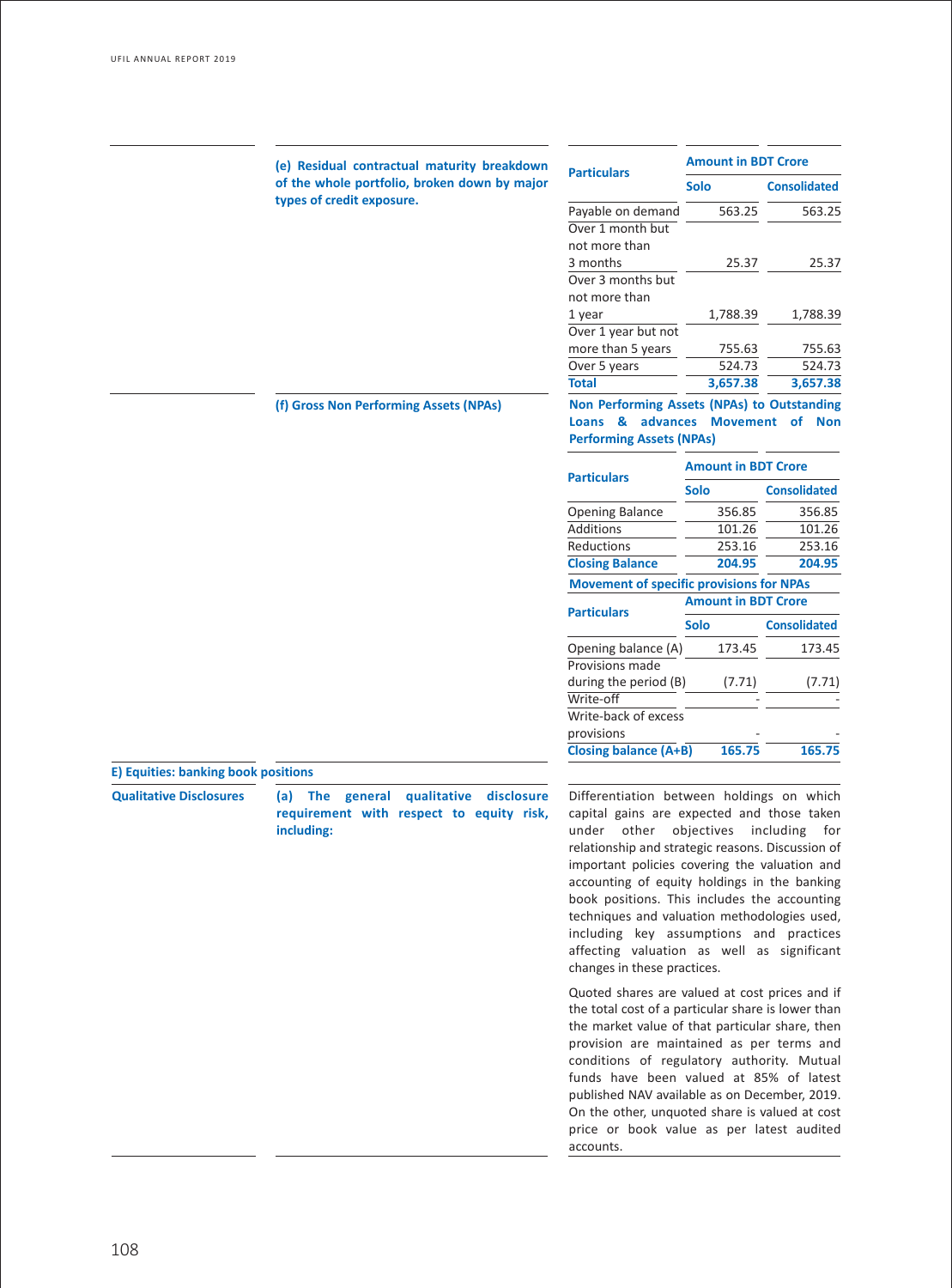**(e) Residual contractual maturity breakdown of the whole portfolio, broken down by major types of credit exposure.**

| Particulars | Amount in BDT Crore | |
|---|---|---|
| | Solo | Consolidated |
| Payable on demand | 563.25 | 563.25 |
| Over 1 month but not more than 3 months | 25.37 | 25.37 |
| Over 3 months but not more than 1 year | 1,788.39 | 1,788.39 |
| Over 1 year but not more than 5 years | 755.63 | 755.63 |
| Over 5 years | 524.73 | 524.73 |
| **Total** | **3,657.38** | **3,657.38** |

**(f) Gross Non Performing Assets (NPAs)**

**Non Performing Assets (NPAs) to Outstanding Loans & advances Movement of Non Performing Assets (NPAs)**

| Particulars | Amount in BDT Crore | |
|---|---|---|
| | Solo | Consolidated |
| Opening Balance | 356.85 | 356.85 |
| Additions | 101.26 | 101.26 |
| Reductions | 253.16 | 253.16 |
| **Closing Balance** | **204.95** | **204.95** |

**Movement of specific provisions for NPAs**

| Particulars | Amount in BDT Crore | |
|---|---|---|
| | Solo | Consolidated |
| Opening balance (A) | 173.45 | 173.45 |
| Provisions made during the period (B) | (7.71) | (7.71) |
| Write-off | - | - |
| Write-back of excess provisions | - | - |
| **Closing balance (A+B)** | **165.75** | **165.75** |

## E) Equities: banking book positions

**Qualitative Disclosures**

**(a) The general qualitative disclosure requirement with respect to equity risk, including:**

Differentiation between holdings on which capital gains are expected and those taken under other objectives including for relationship and strategic reasons. Discussion of important policies covering the valuation and accounting of equity holdings in the banking book positions. This includes the accounting techniques and valuation methodologies used, including key assumptions and practices affecting valuation as well as significant changes in these practices.

Quoted shares are valued at cost prices and if the total cost of a particular share is lower than the market value of that particular share, then provision are maintained as per terms and conditions of regulatory authority. Mutual funds have been valued at 85% of latest published NAV available as on December, 2019. On the other, unquoted share is valued at cost price or book value as per latest audited accounts.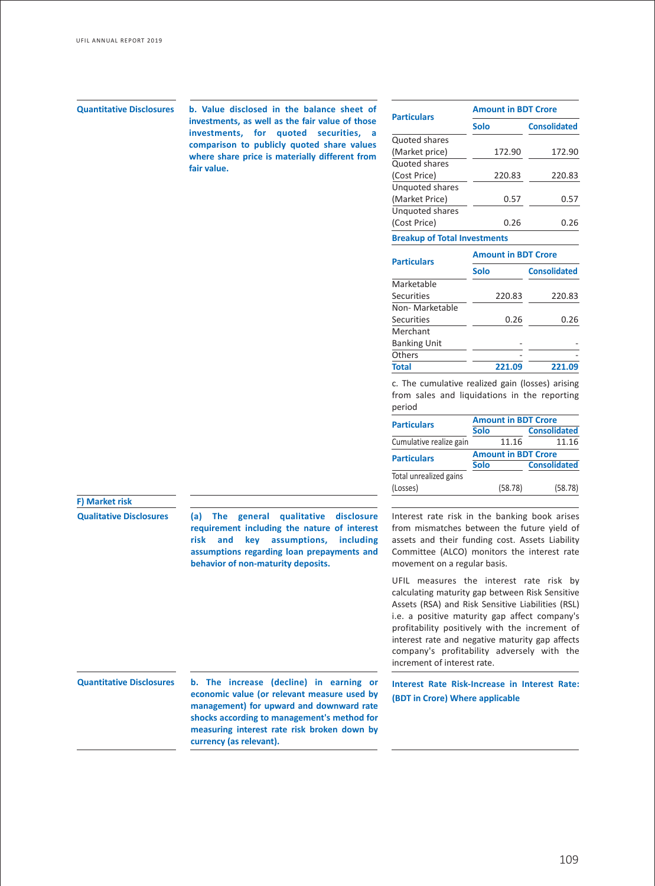**Quantitative Disclosures**

**b. Value disclosed in the balance sheet of investments, as well as the fair value of those investments, for quoted securities, a comparison to publicly quoted share values where share price is materially different from fair value.**

| Particulars | Amount in BDT Crore | |
|---|---|---|
| | Solo | Consolidated |
| Quoted shares (Market price) | 172.90 | 172.90 |
| Quoted shares (Cost Price) | 220.83 | 220.83 |
| Unquoted shares (Market Price) | 0.57 | 0.57 |
| Unquoted shares (Cost Price) | 0.26 | 0.26 |

**Breakup of Total Investments**

| Particulars | Amount in BDT Crore | |
|---|---|---|
| | Solo | Consolidated |
| Marketable Securities | 220.83 | 220.83 |
| Non- Marketable Securities | 0.26 | 0.26 |
| Merchant Banking Unit | - | - |
| Others | - | - |
| **Total** | **221.09** | **221.09** |

c. The cumulative realized gain (losses) arising from sales and liquidations in the reporting period

| Particulars | Amount in BDT Crore | |
|---|---|---|
| | Solo | Consolidated |
| Cumulative realize gain | 11.16 | 11.16 |

| Particulars | Amount in BDT Crore | |
|---|---|---|
| | Solo | Consolidated |
| Total unrealized gains (Losses) | (58.78) | (58.78) |

**F) Market risk**

**Qualitative Disclosures**

**(a) The general qualitative disclosure requirement including the nature of interest risk and key assumptions, including assumptions regarding loan prepayments and behavior of non-maturity deposits.**

Interest rate risk in the banking book arises from mismatches between the future yield of assets and their funding cost. Assets Liability Committee (ALCO) monitors the interest rate movement on a regular basis.

UFIL measures the interest rate risk by calculating maturity gap between Risk Sensitive Assets (RSA) and Risk Sensitive Liabilities (RSL) i.e. a positive maturity gap affect company's profitability positively with the increment of interest rate and negative maturity gap affects company's profitability adversely with the increment of interest rate.

**Quantitative Disclosures**

**b. The increase (decline) in earning or economic value (or relevant measure used by management) for upward and downward rate shocks according to management's method for measuring interest rate risk broken down by currency (as relevant).**

**Interest Rate Risk-Increase in Interest Rate: (BDT in Crore) Where applicable**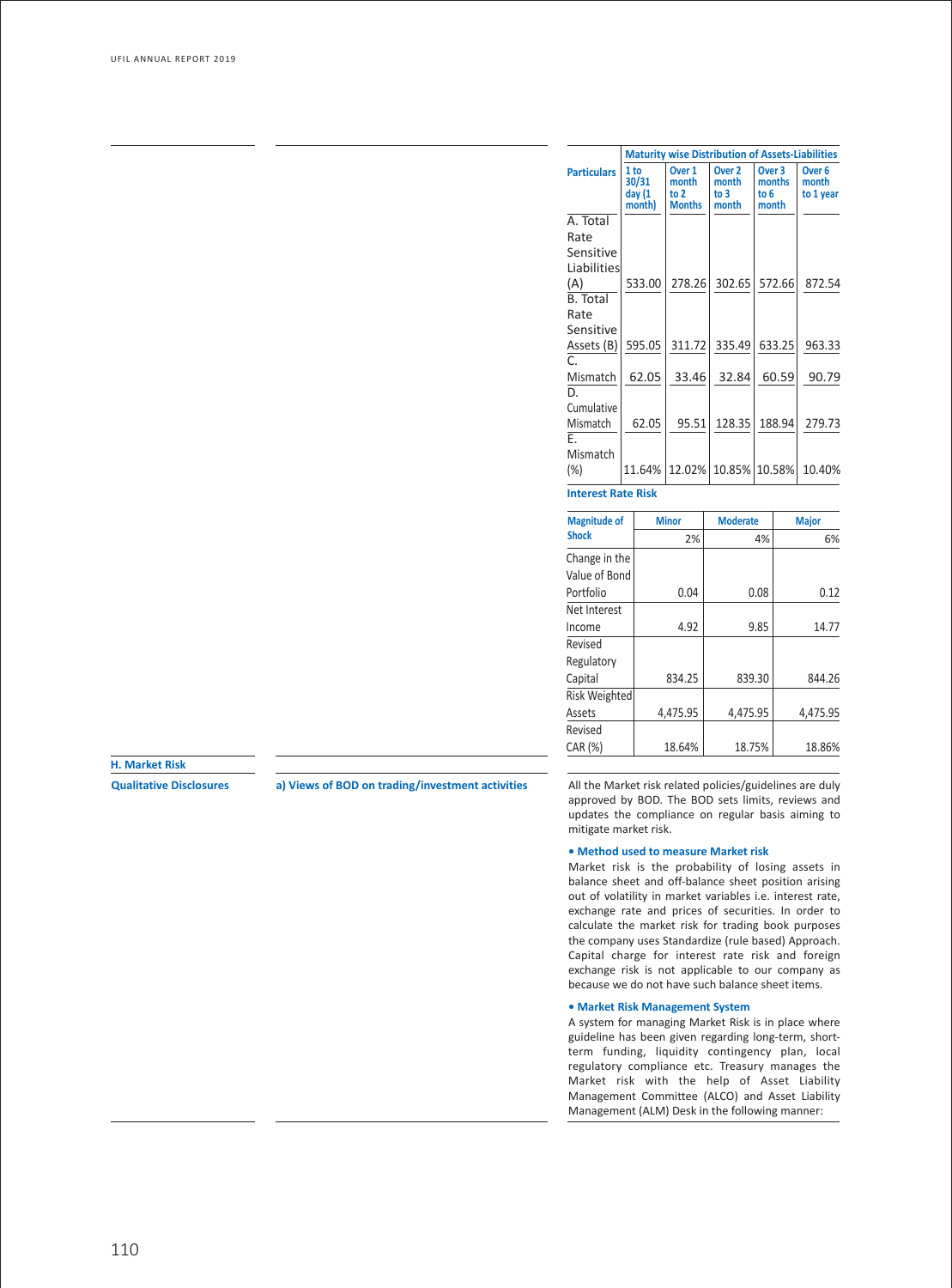| Particulars | Maturity wise Distribution of Assets-Liabilities | | | | |
|---|---|---|---|---|---|
| | 1 to 30/31 day (1 month) | Over 1 month to 2 Months | Over 2 month to 3 month | Over 3 months to 6 month | Over 6 month to 1 year |
| A. Total Rate Sensitive Liabilities (A) | 533.00 | 278.26 | 302.65 | 572.66 | 872.54 |
| B. Total Rate Sensitive Assets (B) | 595.05 | 311.72 | 335.49 | 633.25 | 963.33 |
| C. Mismatch | 62.05 | 33.46 | 32.84 | 60.59 | 90.79 |
| D. Cumulative Mismatch | 62.05 | 95.51 | 128.35 | 188.94 | 279.73 |
| E. Mismatch (%) | 11.64% | 12.02% | 10.85% | 10.58% | 10.40% |

**Interest Rate Risk**

| Magnitude of Shock | Minor | Moderate | Major |
|---|---|---|---|
| | 2% | 4% | 6% |
| Change in the Value of Bond Portfolio | 0.04 | 0.08 | 0.12 |
| Net Interest Income | 4.92 | 9.85 | 14.77 |
| Revised Regulatory Capital | 834.25 | 839.30 | 844.26 |
| Risk Weighted Assets | 4,475.95 | 4,475.95 | 4,475.95 |
| Revised CAR (%) | 18.64% | 18.75% | 18.86% |

## H. Market Risk

**Qualitative Disclosures**

**a) Views of BOD on trading/investment activities**

All the Market risk related policies/guidelines are duly approved by BOD. The BOD sets limits, reviews and updates the compliance on regular basis aiming to mitigate market risk.

**• Method used to measure Market risk**

Market risk is the probability of losing assets in balance sheet and off-balance sheet position arising out of volatility in market variables i.e. interest rate, exchange rate and prices of securities. In order to calculate the market risk for trading book purposes the company uses Standardize (rule based) Approach. Capital charge for interest rate risk and foreign exchange risk is not applicable to our company as because we do not have such balance sheet items.

**• Market Risk Management System**

A system for managing Market Risk is in place where guideline has been given regarding long-term, short-term funding, liquidity contingency plan, local regulatory compliance etc. Treasury manages the Market risk with the help of Asset Liability Management Committee (ALCO) and Asset Liability Management (ALM) Desk in the following manner: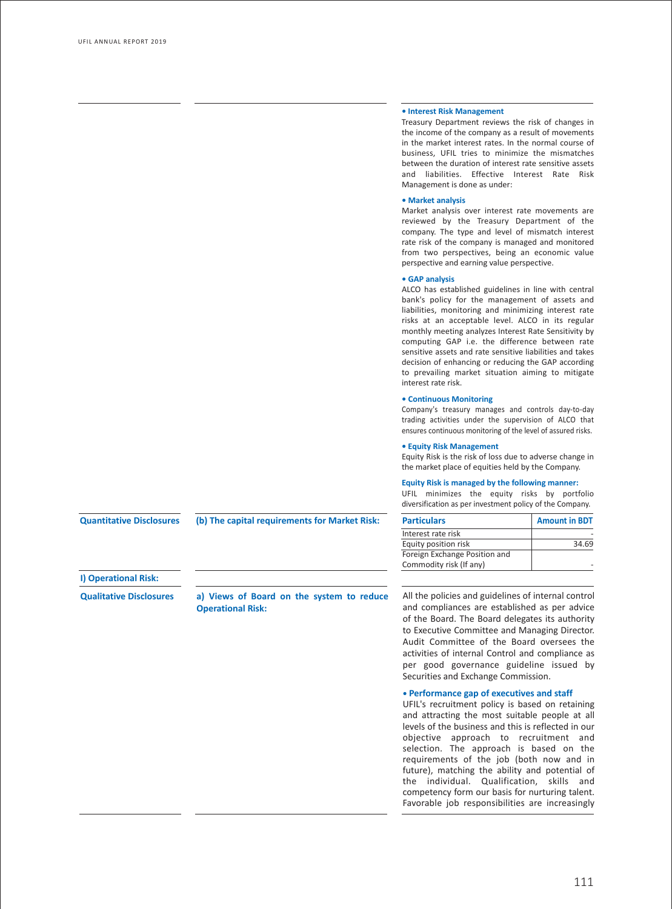**• Interest Risk Management**

Treasury Department reviews the risk of changes in the income of the company as a result of movements in the market interest rates. In the normal course of business, UFIL tries to minimize the mismatches between the duration of interest rate sensitive assets and liabilities. Effective Interest Rate Risk Management is done as under:

**• Market analysis**

Market analysis over interest rate movements are reviewed by the Treasury Department of the company. The type and level of mismatch interest rate risk of the company is managed and monitored from two perspectives, being an economic value perspective and earning value perspective.

**• GAP analysis**

ALCO has established guidelines in line with central bank's policy for the management of assets and liabilities, monitoring and minimizing interest rate risks at an acceptable level. ALCO in its regular monthly meeting analyzes Interest Rate Sensitivity by computing GAP i.e. the difference between rate sensitive assets and rate sensitive liabilities and takes decision of enhancing or reducing the GAP according to prevailing market situation aiming to mitigate interest rate risk.

**• Continuous Monitoring**

Company's treasury manages and controls day-to-day trading activities under the supervision of ALCO that ensures continuous monitoring of the level of assured risks.

**• Equity Risk Management**

Equity Risk is the risk of loss due to adverse change in the market place of equities held by the Company.

**Equity Risk is managed by the following manner:**

UFIL minimizes the equity risks by portfolio diversification as per investment policy of the Company.

**Quantitative Disclosures**

**(b) The capital requirements for Market Risk:**

| Particulars | Amount in BDT |
|---|---|
| Interest rate risk | - |
| Equity position risk | 34.69 |
| Foreign Exchange Position and Commodity risk (If any) | - |

**I) Operational Risk:**

**Qualitative Disclosures**

**a) Views of Board on the system to reduce Operational Risk:**

All the policies and guidelines of internal control and compliances are established as per advice of the Board. The Board delegates its authority to Executive Committee and Managing Director. Audit Committee of the Board oversees the activities of internal Control and compliance as per good governance guideline issued by Securities and Exchange Commission.

**• Performance gap of executives and staff**

UFIL's recruitment policy is based on retaining and attracting the most suitable people at all levels of the business and this is reflected in our objective approach to recruitment and selection. The approach is based on the requirements of the job (both now and in future), matching the ability and potential of the individual. Qualification, skills and competency form our basis for nurturing talent. Favorable job responsibilities are increasingly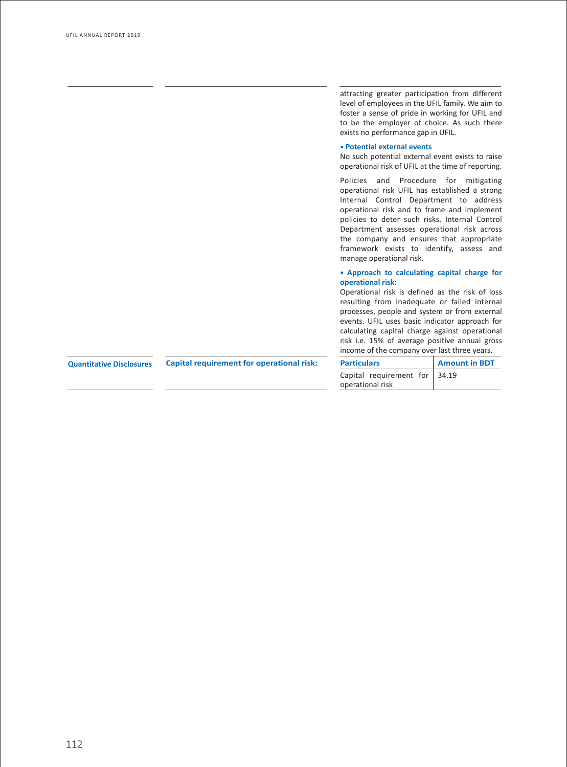attracting greater participation from different level of employees in the UFIL family. We aim to foster a sense of pride in working for UFIL and to be the employer of choice. As such there exists no performance gap in UFIL.

**• Potential external events**

No such potential external event exists to raise operational risk of UFIL at the time of reporting.

Policies and Procedure for mitigating operational risk UFIL has established a strong Internal Control Department to address operational risk and to frame and implement policies to deter such risks. Internal Control Department assesses operational risk across the company and ensures that appropriate framework exists to identify, assess and manage operational risk.

**• Approach to calculating capital charge for operational risk:**

Operational risk is defined as the risk of loss resulting from inadequate or failed internal processes, people and system or from external events. UFIL uses basic indicator approach for calculating capital charge against operational risk i.e. 15% of average positive annual gross income of the company over last three years.

**Quantitative Disclosures**

**Capital requirement for operational risk:**

| Particulars | Amount in BDT |
|---|---|
| Capital requirement for operational risk | 34.19 |